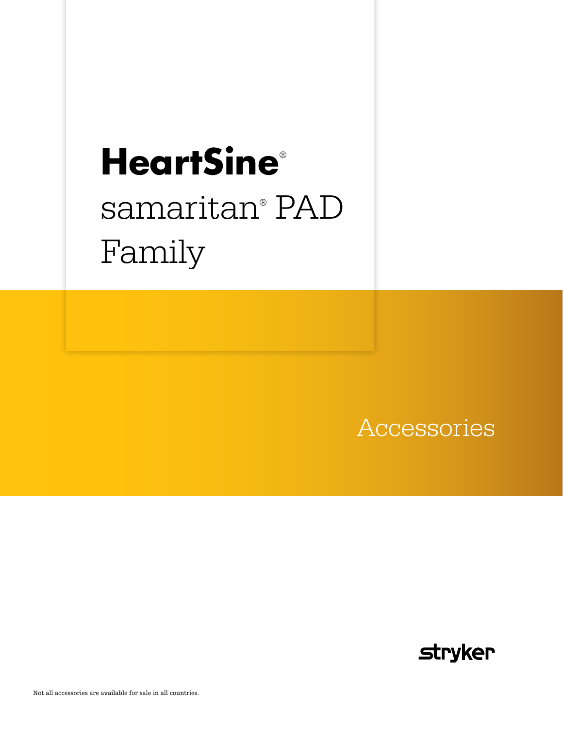# HeartSine®

## samaritan® PAD Family

Accessories

stryker

Not all accessories are available for sale in all countries.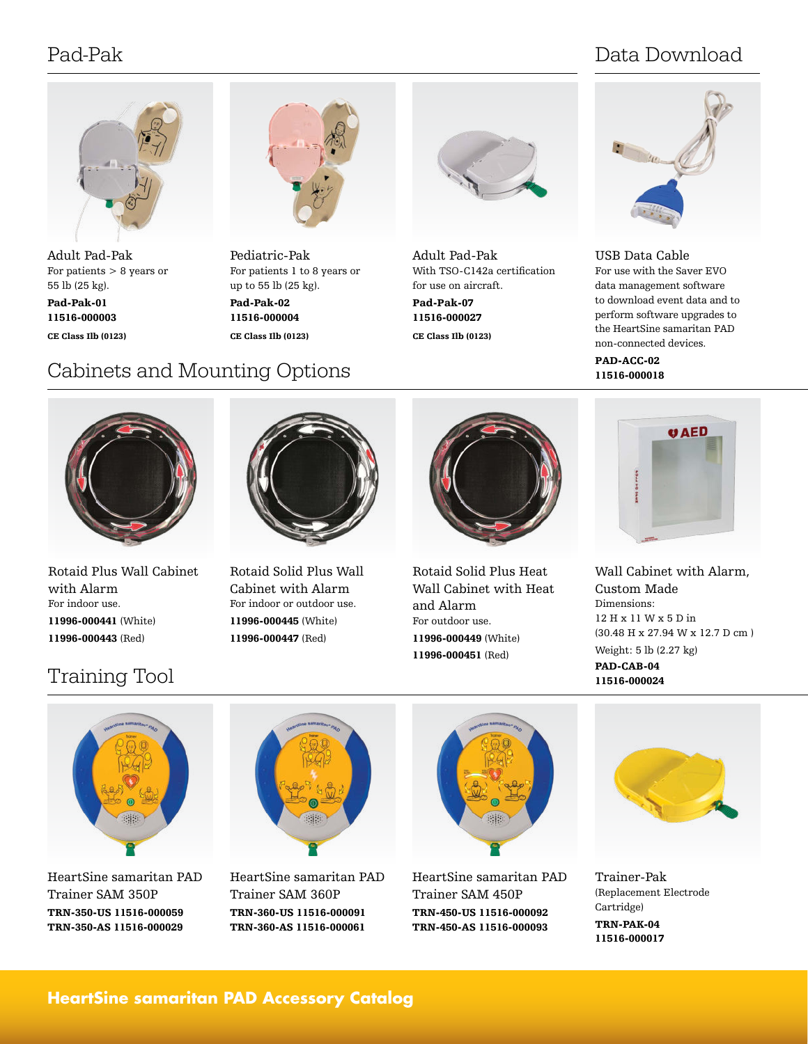## Pad-Pak

**Adult Pad-Pak**
For patients > 8 years or 55 lb (25 kg).
**Pad-Pak-01**
**11516-000003**
**CE Class IIb (0123)**

**Pediatric-Pak**
For patients 1 to 8 years or up to 55 lb (25 kg).
**Pad-Pak-02**
**11516-000004**
**CE Class IIb (0123)**

**Adult Pad-Pak**
With TSO-C142a certification for use on aircraft.
**Pad-Pak-07**
**11516-000027**
**CE Class IIb (0123)**

## Data Download

**USB Data Cable**
For use with the Saver EVO data management software to download event data and to perform software upgrades to the HeartSine samaritan PAD non-connected devices.
**PAD-ACC-02**
**11516-000018**

## Cabinets and Mounting Options

**Rotaid Plus Wall Cabinet with Alarm**
For indoor use.
**11996-000441** (White)
**11996-000443** (Red)

**Rotaid Solid Plus Wall Cabinet with Alarm**
For indoor or outdoor use.
**11996-000445** (White)
**11996-000447** (Red)

**Rotaid Solid Plus Heat Wall Cabinet with Heat and Alarm**
For outdoor use.
**11996-000449** (White)
**11996-000451** (Red)

**Wall Cabinet with Alarm, Custom Made**
Dimensions:
12 H x 11 W x 5 D in
(30.48 H x 27.94 W x 12.7 D cm )
Weight: 5 lb (2.27 kg)
**PAD-CAB-04**
**11516-000024**

## Training Tool

**HeartSine samaritan PAD Trainer SAM 350P**
**TRN-350-US 11516-000059**
**TRN-350-AS 11516-000029**

**HeartSine samaritan PAD Trainer SAM 360P**
**TRN-360-US 11516-000091**
**TRN-360-AS 11516-000061**

**HeartSine samaritan PAD Trainer SAM 450P**
**TRN-450-US 11516-000092**
**TRN-450-AS 11516-000093**

**Trainer-Pak**
(Replacement Electrode Cartridge)
**TRN-PAK-04**
**11516-000017**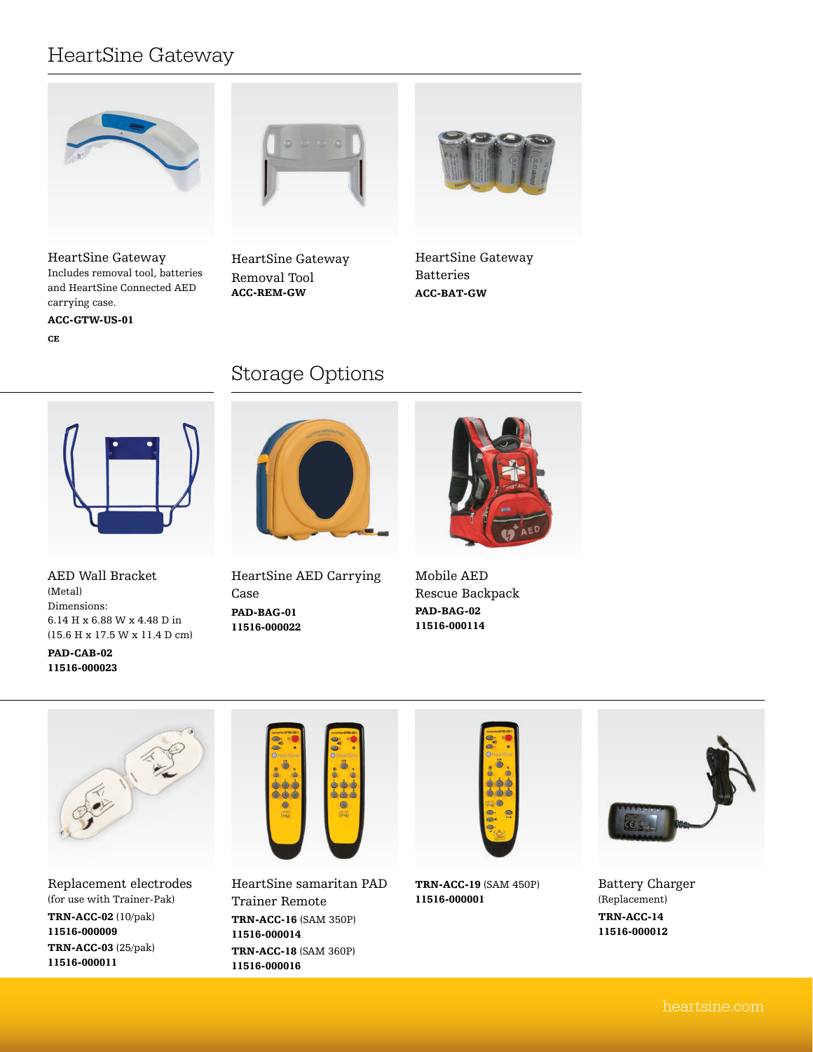## HeartSine Gateway

HeartSine Gateway
Includes removal tool, batteries and HeartSine Connected AED carrying case.
**ACC-GTW-US-01**
**CE**

HeartSine Gateway Removal Tool
**ACC-REM-GW**

HeartSine Gateway Batteries
**ACC-BAT-GW**

## Storage Options

AED Wall Bracket
(Metal)
Dimensions:
6.14 H x 6.88 W x 4.48 D in
(15.6 H x 17.5 W x 11.4 D cm)
**PAD-CAB-02**
**11516-000023**

HeartSine AED Carrying Case
**PAD-BAG-01**
**11516-000022**

Mobile AED Rescue Backpack
**PAD-BAG-02**
**11516-000114**

Replacement electrodes
(for use with Trainer-Pak)
**TRN-ACC-02** (10/pak)
**11516-000009**
**TRN-ACC-03** (25/pak)
**11516-000011**

HeartSine samaritan PAD Trainer Remote
**TRN-ACC-16** (SAM 350P)
**11516-000014**
**TRN-ACC-18** (SAM 360P)
**11516-000016**

**TRN-ACC-19** (SAM 450P)
**11516-000001**

Battery Charger
(Replacement)
**TRN-ACC-14**
**11516-000012**

heartsine.com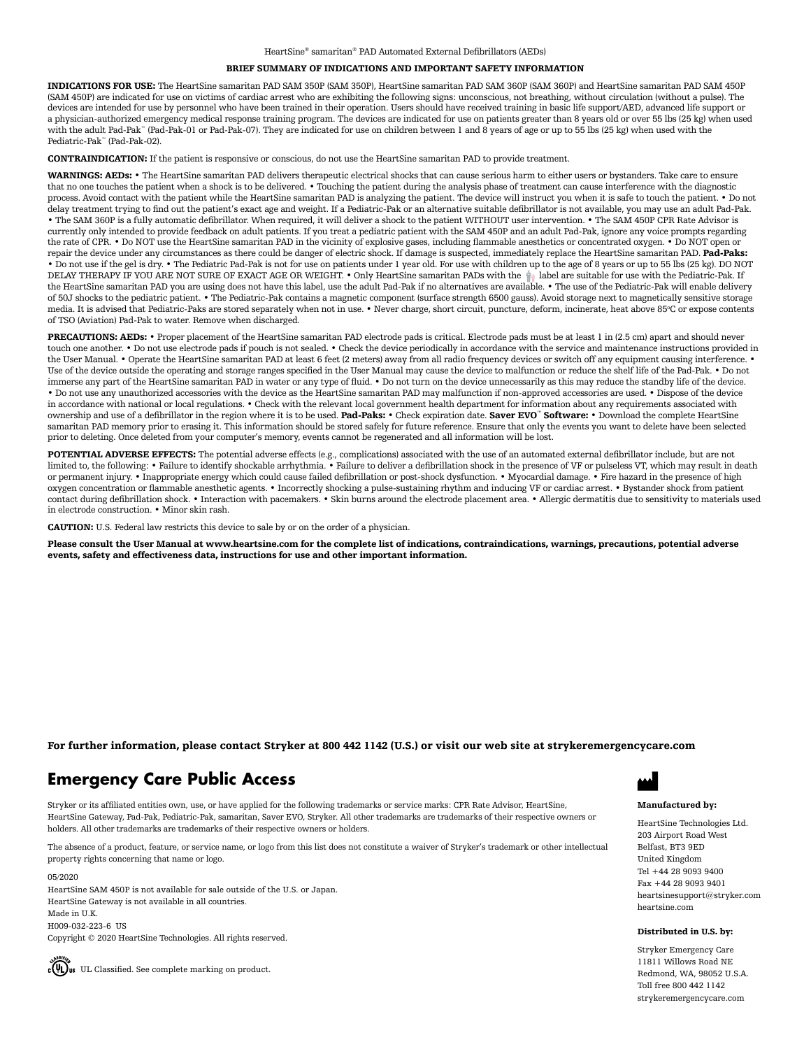HeartSine® samaritan® PAD Automated External Defibrillators (AEDs)

**BRIEF SUMMARY OF INDICATIONS AND IMPORTANT SAFETY INFORMATION**

**INDICATIONS FOR USE:** The HeartSine samaritan PAD SAM 350P (SAM 350P), HeartSine samaritan PAD SAM 360P (SAM 360P) and HeartSine samaritan PAD SAM 450P (SAM 450P) are indicated for use on victims of cardiac arrest who are exhibiting the following signs: unconscious, not breathing, without circulation (without a pulse). The devices are intended for use by personnel who have been trained in their operation. Users should have received training in basic life support/AED, advanced life support or a physician-authorized emergency medical response training program. The devices are indicated for use on patients greater than 8 years old or over 55 lbs (25 kg) when used with the adult Pad-Pak™ (Pad-Pak-01 or Pad-Pak-07). They are indicated for use on children between 1 and 8 years of age or up to 55 lbs (25 kg) when used with the Pediatric-Pak™ (Pad-Pak-02).

**CONTRAINDICATION:** If the patient is responsive or conscious, do not use the HeartSine samaritan PAD to provide treatment.

**WARNINGS: AEDs:** • The HeartSine samaritan PAD delivers therapeutic electrical shocks that can cause serious harm to either users or bystanders. Take care to ensure that no one touches the patient when a shock is to be delivered. • Touching the patient during the analysis phase of treatment can cause interference with the diagnostic process. Avoid contact with the patient while the HeartSine samaritan PAD is analyzing the patient. The device will instruct you when it is safe to touch the patient. • Do not delay treatment trying to find out the patient's exact age and weight. If a Pediatric-Pak or an alternative suitable defibrillator is not available, you may use an adult Pad-Pak. • The SAM 360P is a fully automatic defibrillator. When required, it will deliver a shock to the patient WITHOUT user intervention. • The SAM 450P CPR Rate Advisor is currently only intended to provide feedback on adult patients. If you treat a pediatric patient with the SAM 450P and an adult Pad-Pak, ignore any voice prompts regarding the rate of CPR. • Do NOT use the HeartSine samaritan PAD in the vicinity of explosive gases, including flammable anesthetics or concentrated oxygen. • Do NOT open or repair the device under any circumstances as there could be danger of electric shock. If damage is suspected, immediately replace the HeartSine samaritan PAD. **Pad-Paks:** • Do not use if the gel is dry. • The Pediatric Pad-Pak is not for use on patients under 1 year old. For use with children up to the age of 8 years or up to 55 lbs (25 kg). DO NOT DELAY THERAPY IF YOU ARE NOT SURE OF EXACT AGE OR WEIGHT. • Only HeartSine samaritan PADs with the label are suitable for use with the Pediatric-Pak. If the HeartSine samaritan PAD you are using does not have this label, use the adult Pad-Pak if no alternatives are available. • The use of the Pediatric-Pak will enable delivery of 50J shocks to the pediatric patient. • The Pediatric-Pak contains a magnetic component (surface strength 6500 gauss). Avoid storage next to magnetically sensitive storage media. It is advised that Pediatric-Paks are stored separately when not in use. • Never charge, short circuit, puncture, deform, incinerate, heat above 85°C or expose contents of TSO (Aviation) Pad-Pak to water. Remove when discharged.

**PRECAUTIONS: AEDs:** • Proper placement of the HeartSine samaritan PAD electrode pads is critical. Electrode pads must be at least 1 in (2.5 cm) apart and should never touch one another. • Do not use electrode pads if pouch is not sealed. • Check the device periodically in accordance with the service and maintenance instructions provided in the User Manual. • Operate the HeartSine samaritan PAD at least 6 feet (2 meters) away from all radio frequency devices or switch off any equipment causing interference. • Use of the device outside the operating and storage ranges specified in the User Manual may cause the device to malfunction or reduce the shelf life of the Pad-Pak. • Do not immerse any part of the HeartSine samaritan PAD in water or any type of fluid. • Do not turn on the device unnecessarily as this may reduce the standby life of the device. • Do not use any unauthorized accessories with the device as the HeartSine samaritan PAD may malfunction if non-approved accessories are used. • Dispose of the device in accordance with national or local regulations. • Check with the relevant local government health department for information about any requirements associated with ownership and use of a defibrillator in the region where it is to be used. **Pad-Paks:** • Check expiration date. **Saver EVO™ Software:** • Download the complete HeartSine samaritan PAD memory prior to erasing it. This information should be stored safely for future reference. Ensure that only the events you want to delete have been selected prior to deleting. Once deleted from your computer's memory, events cannot be regenerated and all information will be lost.

**POTENTIAL ADVERSE EFFECTS:** The potential adverse effects (e.g., complications) associated with the use of an automated external defibrillator include, but are not limited to, the following: • Failure to identify shockable arrhythmia. • Failure to deliver a defibrillation shock in the presence of VF or pulseless VT, which may result in death or permanent injury. • Inappropriate energy which could cause failed defibrillation or post-shock dysfunction. • Myocardial damage. • Fire hazard in the presence of high oxygen concentration or flammable anesthetic agents. • Incorrectly shocking a pulse-sustaining rhythm and inducing VF or cardiac arrest. • Bystander shock from patient contact during defibrillation shock. • Interaction with pacemakers. • Skin burns around the electrode placement area. • Allergic dermatitis due to sensitivity to materials used in electrode construction. • Minor skin rash.

**CAUTION:** U.S. Federal law restricts this device to sale by or on the order of a physician.

**Please consult the User Manual at www.heartsine.com for the complete list of indications, contraindications, warnings, precautions, potential adverse events, safety and effectiveness data, instructions for use and other important information.**

**For further information, please contact Stryker at 800 442 1142 (U.S.) or visit our web site at strykeremergencycare.com**

## Emergency Care Public Access

Stryker or its affiliated entities own, use, or have applied for the following trademarks or service marks: CPR Rate Advisor, HeartSine, HeartSine Gateway, Pad-Pak, Pediatric-Pak, samaritan, Saver EVO, Stryker. All other trademarks are trademarks of their respective owners or holders. All other trademarks are trademarks of their respective owners or holders.

The absence of a product, feature, or service name, or logo from this list does not constitute a waiver of Stryker's trademark or other intellectual property rights concerning that name or logo.

05/2020
HeartSine SAM 450P is not available for sale outside of the U.S. or Japan.
HeartSine Gateway is not available in all countries.
Made in U.K.
H009-032-223-6 US
Copyright © 2020 HeartSine Technologies. All rights reserved.

UL Classified. See complete marking on product.

**Manufactured by:**

HeartSine Technologies Ltd.
203 Airport Road West
Belfast, BT3 9ED
United Kingdom
Tel +44 28 9093 9400
Fax +44 28 9093 9401
heartsinesupport@stryker.com
heartsine.com

**Distributed in U.S. by:**

Stryker Emergency Care
11811 Willows Road NE
Redmond, WA, 98052 U.S.A.
Toll free 800 442 1142
strykeremergencycare.com